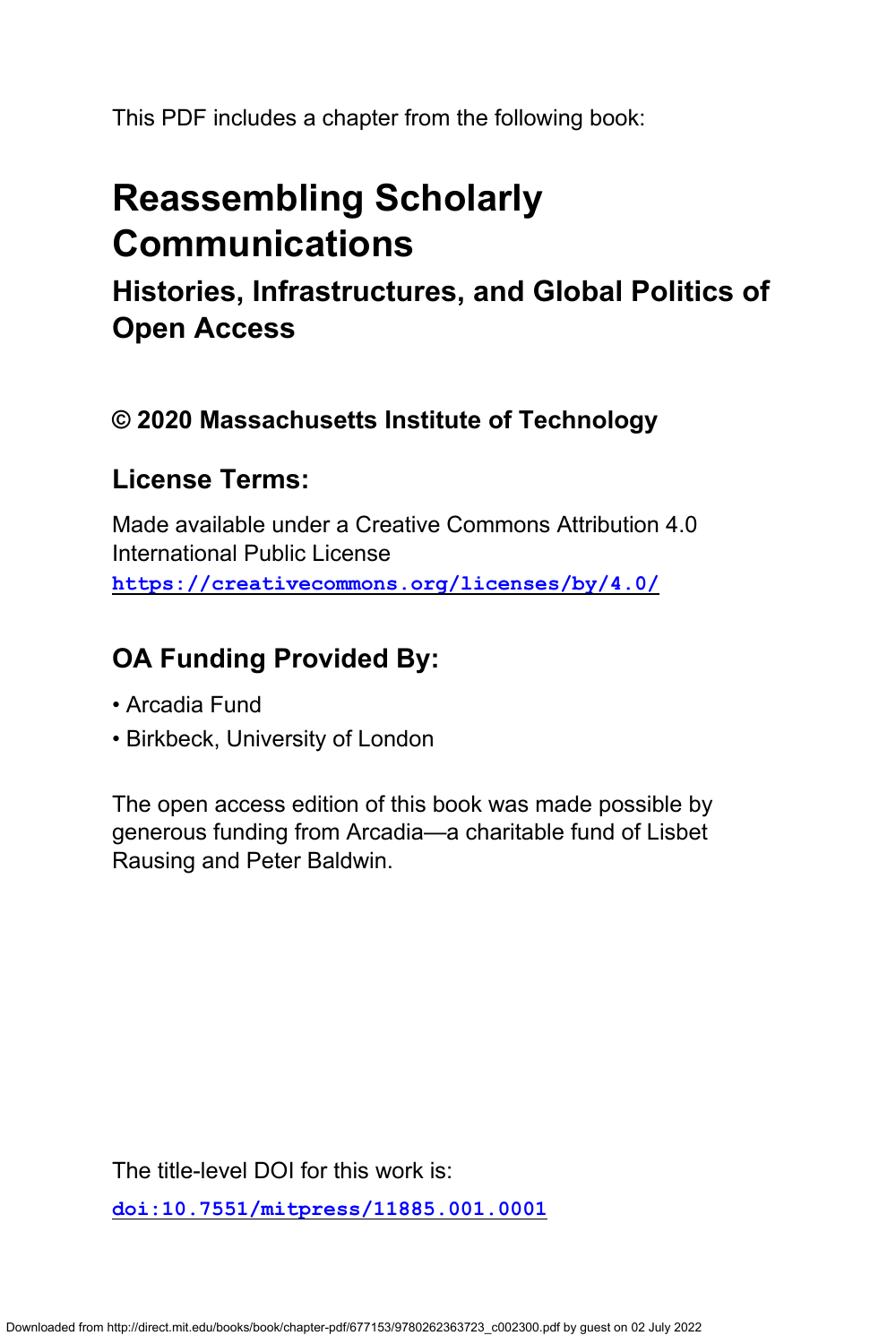This PDF includes a chapter from the following book:

# Reassembling Scholarly Communications

## Histories, Infrastructures, and Global Politics of Open Access

### © 2020 Massachusetts Institute of Technology

### License Terms:

Made available under a Creative Commons Attribution 4.0 International Public License
https://creativecommons.org/licenses/by/4.0/

### OA Funding Provided By:

- Arcadia Fund
- Birkbeck, University of London

The open access edition of this book was made possible by generous funding from Arcadia—a charitable fund of Lisbet Rausing and Peter Baldwin.

The title-level DOI for this work is:

doi:10.7551/mitpress/11885.001.0001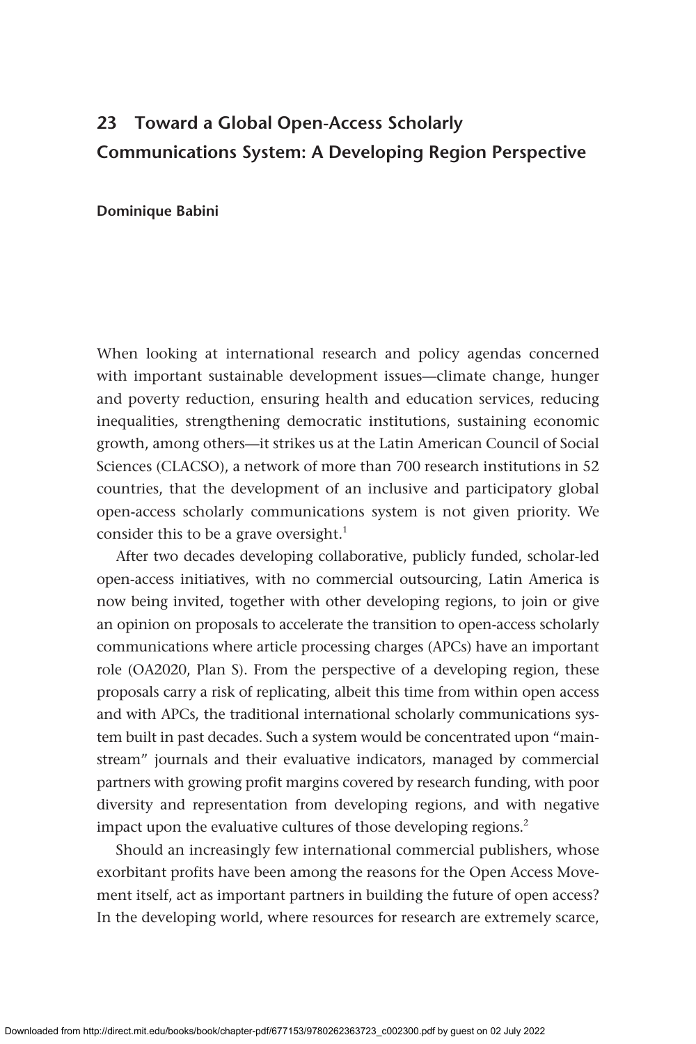# 23 Toward a Global Open-Access Scholarly Communications System: A Developing Region Perspective

**Dominique Babini**

When looking at international research and policy agendas concerned with important sustainable development issues—climate change, hunger and poverty reduction, ensuring health and education services, reducing inequalities, strengthening democratic institutions, sustaining economic growth, among others—it strikes us at the Latin American Council of Social Sciences (CLACSO), a network of more than 700 research institutions in 52 countries, that the development of an inclusive and participatory global open-access scholarly communications system is not given priority. We consider this to be a grave oversight.[1]

After two decades developing collaborative, publicly funded, scholar-led open-access initiatives, with no commercial outsourcing, Latin America is now being invited, together with other developing regions, to join or give an opinion on proposals to accelerate the transition to open-access scholarly communications where article processing charges (APCs) have an important role (OA2020, Plan S). From the perspective of a developing region, these proposals carry a risk of replicating, albeit this time from within open access and with APCs, the traditional international scholarly communications system built in past decades. Such a system would be concentrated upon "mainstream" journals and their evaluative indicators, managed by commercial partners with growing profit margins covered by research funding, with poor diversity and representation from developing regions, and with negative impact upon the evaluative cultures of those developing regions.[2]

Should an increasingly few international commercial publishers, whose exorbitant profits have been among the reasons for the Open Access Movement itself, act as important partners in building the future of open access? In the developing world, where resources for research are extremely scarce,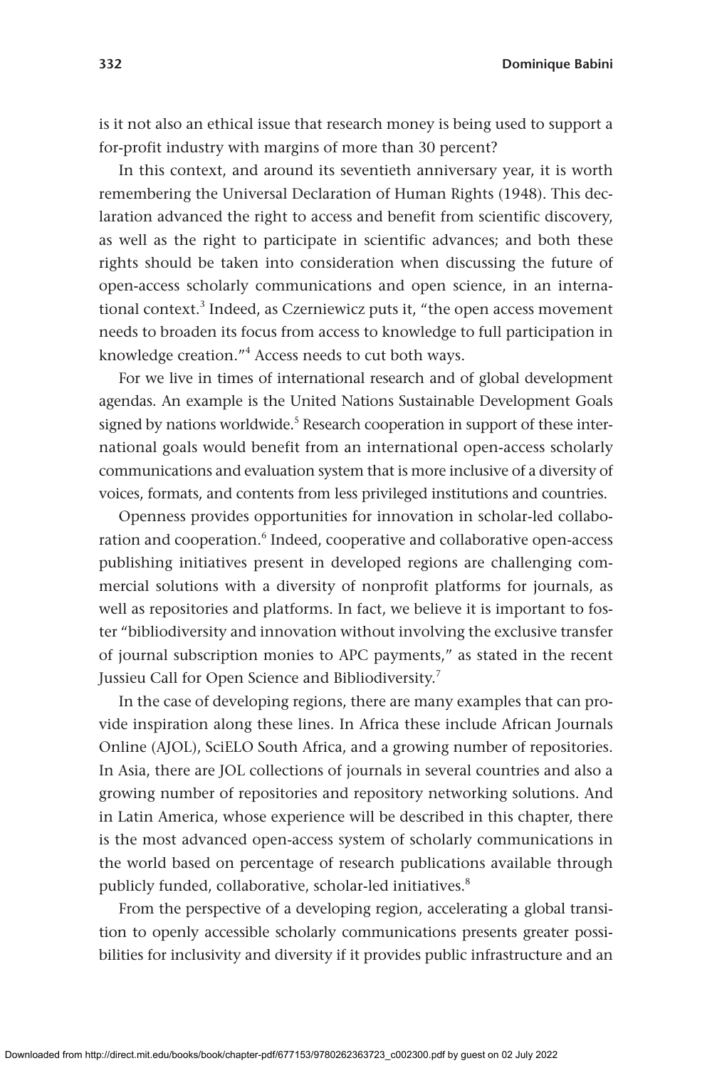is it not also an ethical issue that research money is being used to support a for-profit industry with margins of more than 30 percent?

In this context, and around its seventieth anniversary year, it is worth remembering the Universal Declaration of Human Rights (1948). This declaration advanced the right to access and benefit from scientific discovery, as well as the right to participate in scientific advances; and both these rights should be taken into consideration when discussing the future of open-access scholarly communications and open science, in an international context.[3] Indeed, as Czerniewicz puts it, "the open access movement needs to broaden its focus from access to knowledge to full participation in knowledge creation."[4] Access needs to cut both ways.

For we live in times of international research and of global development agendas. An example is the United Nations Sustainable Development Goals signed by nations worldwide.[5] Research cooperation in support of these international goals would benefit from an international open-access scholarly communications and evaluation system that is more inclusive of a diversity of voices, formats, and contents from less privileged institutions and countries.

Openness provides opportunities for innovation in scholar-led collaboration and cooperation.[6] Indeed, cooperative and collaborative open-access publishing initiatives present in developed regions are challenging commercial solutions with a diversity of nonprofit platforms for journals, as well as repositories and platforms. In fact, we believe it is important to foster "bibliodiversity and innovation without involving the exclusive transfer of journal subscription monies to APC payments," as stated in the recent Jussieu Call for Open Science and Bibliodiversity.[7]

In the case of developing regions, there are many examples that can provide inspiration along these lines. In Africa these include African Journals Online (AJOL), SciELO South Africa, and a growing number of repositories. In Asia, there are JOL collections of journals in several countries and also a growing number of repositories and repository networking solutions. And in Latin America, whose experience will be described in this chapter, there is the most advanced open-access system of scholarly communications in the world based on percentage of research publications available through publicly funded, collaborative, scholar-led initiatives.[8]

From the perspective of a developing region, accelerating a global transition to openly accessible scholarly communications presents greater possibilities for inclusivity and diversity if it provides public infrastructure and an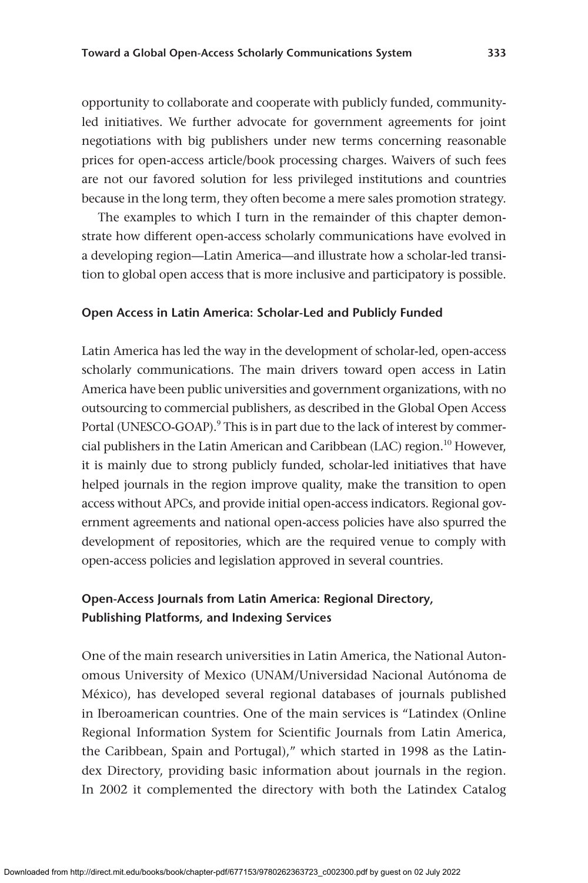opportunity to collaborate and cooperate with publicly funded, community-led initiatives. We further advocate for government agreements for joint negotiations with big publishers under new terms concerning reasonable prices for open-access article/book processing charges. Waivers of such fees are not our favored solution for less privileged institutions and countries because in the long term, they often become a mere sales promotion strategy.

The examples to which I turn in the remainder of this chapter demonstrate how different open-access scholarly communications have evolved in a developing region—Latin America—and illustrate how a scholar-led transition to global open access that is more inclusive and participatory is possible.

## Open Access in Latin America: Scholar-Led and Publicly Funded

Latin America has led the way in the development of scholar-led, open-access scholarly communications. The main drivers toward open access in Latin America have been public universities and government organizations, with no outsourcing to commercial publishers, as described in the Global Open Access Portal (UNESCO-GOAP).[9] This is in part due to the lack of interest by commercial publishers in the Latin American and Caribbean (LAC) region.[10] However, it is mainly due to strong publicly funded, scholar-led initiatives that have helped journals in the region improve quality, make the transition to open access without APCs, and provide initial open-access indicators. Regional government agreements and national open-access policies have also spurred the development of repositories, which are the required venue to comply with open-access policies and legislation approved in several countries.

### Open-Access Journals from Latin America: Regional Directory, Publishing Platforms, and Indexing Services

One of the main research universities in Latin America, the National Autonomous University of Mexico (UNAM/Universidad Nacional Autónoma de México), has developed several regional databases of journals published in Iberoamerican countries. One of the main services is "Latindex (Online Regional Information System for Scientific Journals from Latin America, the Caribbean, Spain and Portugal)," which started in 1998 as the Latindex Directory, providing basic information about journals in the region. In 2002 it complemented the directory with both the Latindex Catalog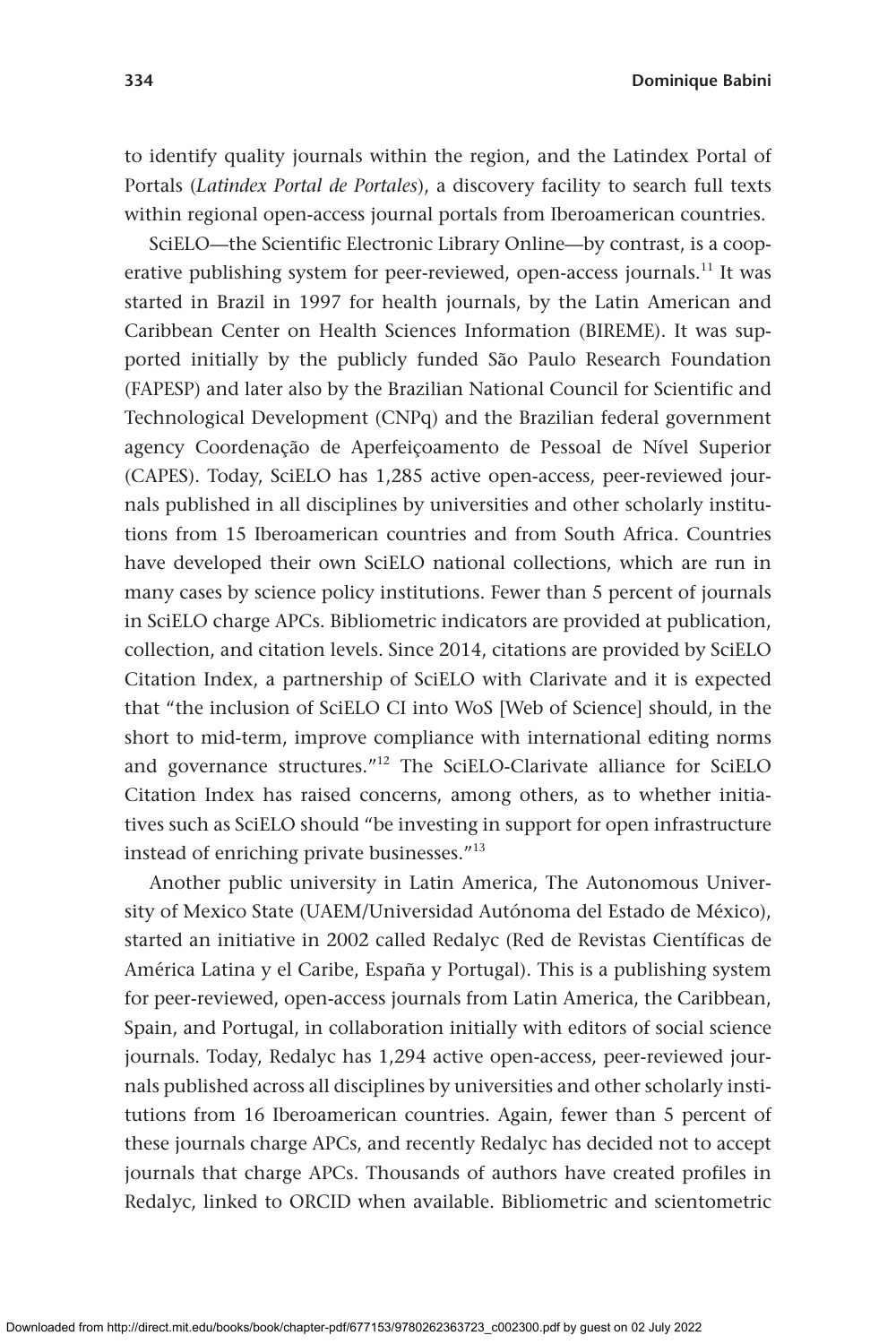to identify quality journals within the region, and the Latindex Portal of Portals (*Latindex Portal de Portales*), a discovery facility to search full texts within regional open-access journal portals from Iberoamerican countries.

SciELO—the Scientific Electronic Library Online—by contrast, is a cooperative publishing system for peer-reviewed, open-access journals.[11] It was started in Brazil in 1997 for health journals, by the Latin American and Caribbean Center on Health Sciences Information (BIREME). It was supported initially by the publicly funded São Paulo Research Foundation (FAPESP) and later also by the Brazilian National Council for Scientific and Technological Development (CNPq) and the Brazilian federal government agency Coordenação de Aperfeiçoamento de Pessoal de Nível Superior (CAPES). Today, SciELO has 1,285 active open-access, peer-reviewed journals published in all disciplines by universities and other scholarly institutions from 15 Iberoamerican countries and from South Africa. Countries have developed their own SciELO national collections, which are run in many cases by science policy institutions. Fewer than 5 percent of journals in SciELO charge APCs. Bibliometric indicators are provided at publication, collection, and citation levels. Since 2014, citations are provided by SciELO Citation Index, a partnership of SciELO with Clarivate and it is expected that "the inclusion of SciELO CI into WoS [Web of Science] should, in the short to mid-term, improve compliance with international editing norms and governance structures."[12] The SciELO-Clarivate alliance for SciELO Citation Index has raised concerns, among others, as to whether initiatives such as SciELO should "be investing in support for open infrastructure instead of enriching private businesses."[13]

Another public university in Latin America, The Autonomous University of Mexico State (UAEM/Universidad Autónoma del Estado de México), started an initiative in 2002 called Redalyc (Red de Revistas Científicas de América Latina y el Caribe, España y Portugal). This is a publishing system for peer-reviewed, open-access journals from Latin America, the Caribbean, Spain, and Portugal, in collaboration initially with editors of social science journals. Today, Redalyc has 1,294 active open-access, peer-reviewed journals published across all disciplines by universities and other scholarly institutions from 16 Iberoamerican countries. Again, fewer than 5 percent of these journals charge APCs, and recently Redalyc has decided not to accept journals that charge APCs. Thousands of authors have created profiles in Redalyc, linked to ORCID when available. Bibliometric and scientometric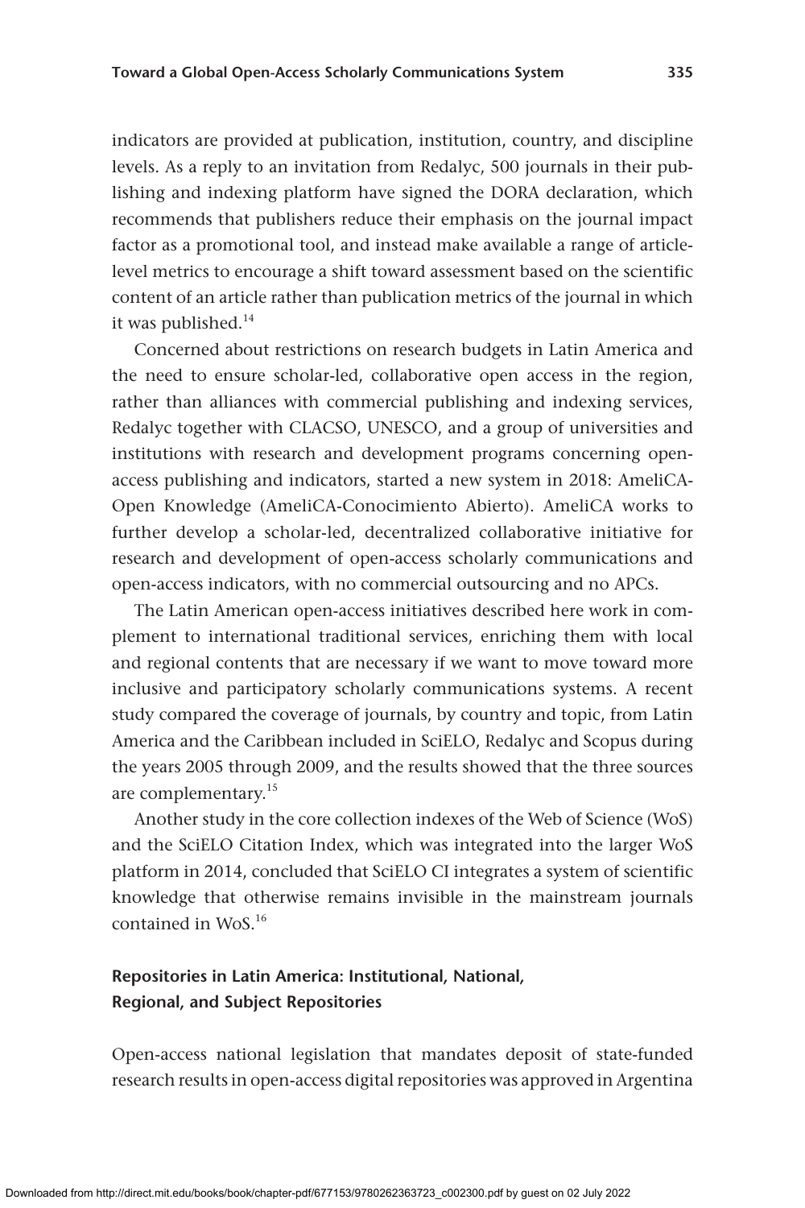indicators are provided at publication, institution, country, and discipline levels. As a reply to an invitation from Redalyc, 500 journals in their publishing and indexing platform have signed the DORA declaration, which recommends that publishers reduce their emphasis on the journal impact factor as a promotional tool, and instead make available a range of article-level metrics to encourage a shift toward assessment based on the scientific content of an article rather than publication metrics of the journal in which it was published.[14]

Concerned about restrictions on research budgets in Latin America and the need to ensure scholar-led, collaborative open access in the region, rather than alliances with commercial publishing and indexing services, Redalyc together with CLACSO, UNESCO, and a group of universities and institutions with research and development programs concerning open-access publishing and indicators, started a new system in 2018: AmeliCA-Open Knowledge (AmeliCA-Conocimiento Abierto). AmeliCA works to further develop a scholar-led, decentralized collaborative initiative for research and development of open-access scholarly communications and open-access indicators, with no commercial outsourcing and no APCs.

The Latin American open-access initiatives described here work in complement to international traditional services, enriching them with local and regional contents that are necessary if we want to move toward more inclusive and participatory scholarly communications systems. A recent study compared the coverage of journals, by country and topic, from Latin America and the Caribbean included in SciELO, Redalyc and Scopus during the years 2005 through 2009, and the results showed that the three sources are complementary.[15]

Another study in the core collection indexes of the Web of Science (WoS) and the SciELO Citation Index, which was integrated into the larger WoS platform in 2014, concluded that SciELO CI integrates a system of scientific knowledge that otherwise remains invisible in the mainstream journals contained in WoS.[16]

## Repositories in Latin America: Institutional, National, Regional, and Subject Repositories

Open-access national legislation that mandates deposit of state-funded research results in open-access digital repositories was approved in Argentina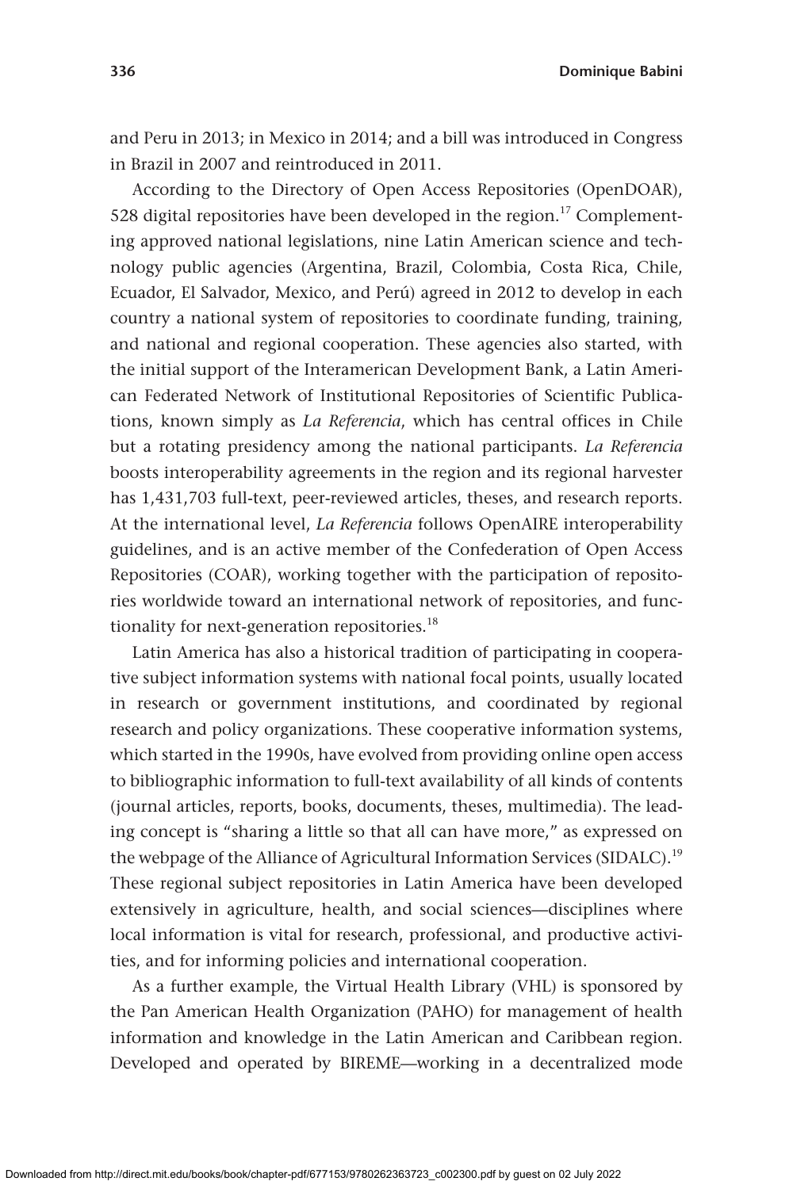and Peru in 2013; in Mexico in 2014; and a bill was introduced in Congress in Brazil in 2007 and reintroduced in 2011.

According to the Directory of Open Access Repositories (OpenDOAR), 528 digital repositories have been developed in the region.[17] Complementing approved national legislations, nine Latin American science and technology public agencies (Argentina, Brazil, Colombia, Costa Rica, Chile, Ecuador, El Salvador, Mexico, and Perú) agreed in 2012 to develop in each country a national system of repositories to coordinate funding, training, and national and regional cooperation. These agencies also started, with the initial support of the Interamerican Development Bank, a Latin American Federated Network of Institutional Repositories of Scientific Publications, known simply as *La Referencia*, which has central offices in Chile but a rotating presidency among the national participants. *La Referencia* boosts interoperability agreements in the region and its regional harvester has 1,431,703 full-text, peer-reviewed articles, theses, and research reports. At the international level, *La Referencia* follows OpenAIRE interoperability guidelines, and is an active member of the Confederation of Open Access Repositories (COAR), working together with the participation of repositories worldwide toward an international network of repositories, and functionality for next-generation repositories.[18]

Latin America has also a historical tradition of participating in cooperative subject information systems with national focal points, usually located in research or government institutions, and coordinated by regional research and policy organizations. These cooperative information systems, which started in the 1990s, have evolved from providing online open access to bibliographic information to full-text availability of all kinds of contents (journal articles, reports, books, documents, theses, multimedia). The leading concept is "sharing a little so that all can have more," as expressed on the webpage of the Alliance of Agricultural Information Services (SIDALC).[19] These regional subject repositories in Latin America have been developed extensively in agriculture, health, and social sciences—disciplines where local information is vital for research, professional, and productive activities, and for informing policies and international cooperation.

As a further example, the Virtual Health Library (VHL) is sponsored by the Pan American Health Organization (PAHO) for management of health information and knowledge in the Latin American and Caribbean region. Developed and operated by BIREME—working in a decentralized mode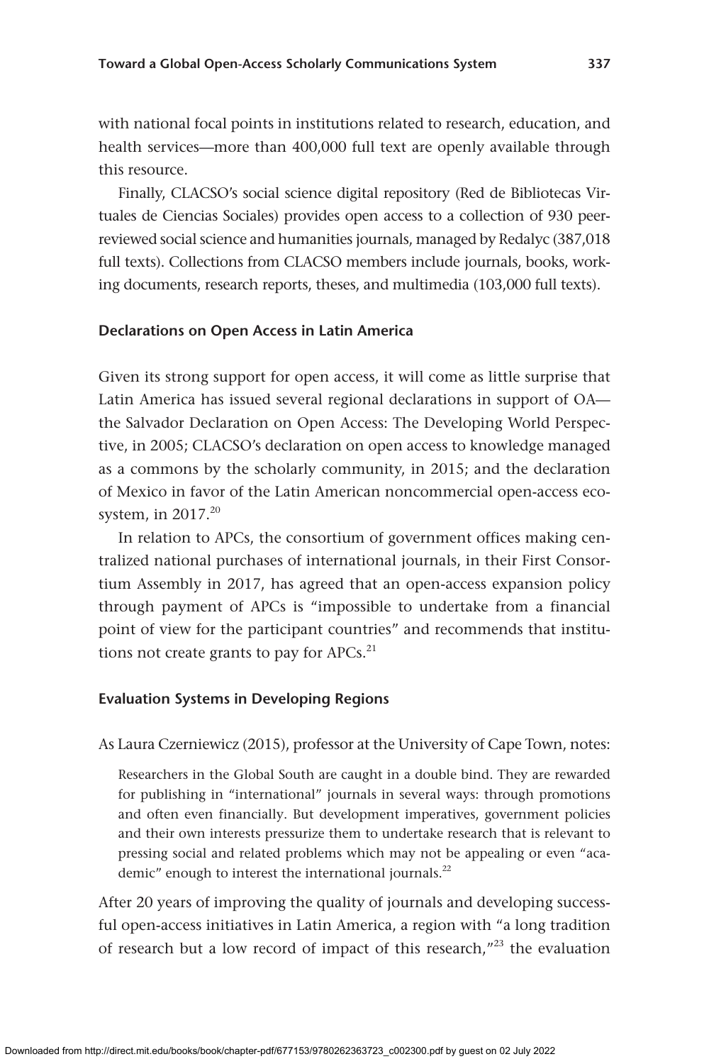with national focal points in institutions related to research, education, and health services—more than 400,000 full text are openly available through this resource.

Finally, CLACSO's social science digital repository (Red de Bibliotecas Virtuales de Ciencias Sociales) provides open access to a collection of 930 peer-reviewed social science and humanities journals, managed by Redalyc (387,018 full texts). Collections from CLACSO members include journals, books, working documents, research reports, theses, and multimedia (103,000 full texts).

### Declarations on Open Access in Latin America

Given its strong support for open access, it will come as little surprise that Latin America has issued several regional declarations in support of OA—the Salvador Declaration on Open Access: The Developing World Perspective, in 2005; CLACSO's declaration on open access to knowledge managed as a commons by the scholarly community, in 2015; and the declaration of Mexico in favor of the Latin American noncommercial open-access ecosystem, in 2017.[20]

In relation to APCs, the consortium of government offices making centralized national purchases of international journals, in their First Consortium Assembly in 2017, has agreed that an open-access expansion policy through payment of APCs is "impossible to undertake from a financial point of view for the participant countries" and recommends that institutions not create grants to pay for APCs.[21]

### Evaluation Systems in Developing Regions

As Laura Czerniewicz (2015), professor at the University of Cape Town, notes:

> Researchers in the Global South are caught in a double bind. They are rewarded for publishing in "international" journals in several ways: through promotions and often even financially. But development imperatives, government policies and their own interests pressurize them to undertake research that is relevant to pressing social and related problems which may not be appealing or even "academic" enough to interest the international journals.[22]

After 20 years of improving the quality of journals and developing successful open-access initiatives in Latin America, a region with "a long tradition of research but a low record of impact of this research,"[23] the evaluation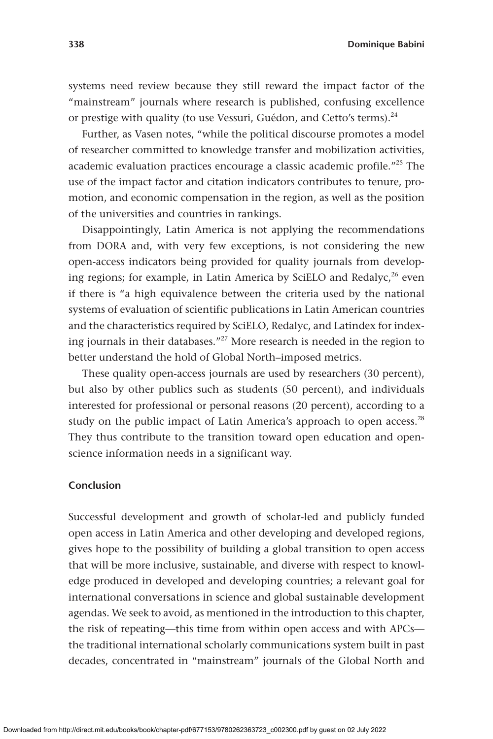systems need review because they still reward the impact factor of the "mainstream" journals where research is published, confusing excellence or prestige with quality (to use Vessuri, Guédon, and Cetto's terms).[24]

Further, as Vasen notes, "while the political discourse promotes a model of researcher committed to knowledge transfer and mobilization activities, academic evaluation practices encourage a classic academic profile."[25] The use of the impact factor and citation indicators contributes to tenure, promotion, and economic compensation in the region, as well as the position of the universities and countries in rankings.

Disappointingly, Latin America is not applying the recommendations from DORA and, with very few exceptions, is not considering the new open-access indicators being provided for quality journals from developing regions; for example, in Latin America by SciELO and Redalyc,[26] even if there is "a high equivalence between the criteria used by the national systems of evaluation of scientific publications in Latin American countries and the characteristics required by SciELO, Redalyc, and Latindex for indexing journals in their databases."[27] More research is needed in the region to better understand the hold of Global North–imposed metrics.

These quality open-access journals are used by researchers (30 percent), but also by other publics such as students (50 percent), and individuals interested for professional or personal reasons (20 percent), according to a study on the public impact of Latin America's approach to open access.[28] They thus contribute to the transition toward open education and open-science information needs in a significant way.

### Conclusion

Successful development and growth of scholar-led and publicly funded open access in Latin America and other developing and developed regions, gives hope to the possibility of building a global transition to open access that will be more inclusive, sustainable, and diverse with respect to knowledge produced in developed and developing countries; a relevant goal for international conversations in science and global sustainable development agendas. We seek to avoid, as mentioned in the introduction to this chapter, the risk of repeating—this time from within open access and with APCs—the traditional international scholarly communications system built in past decades, concentrated in "mainstream" journals of the Global North and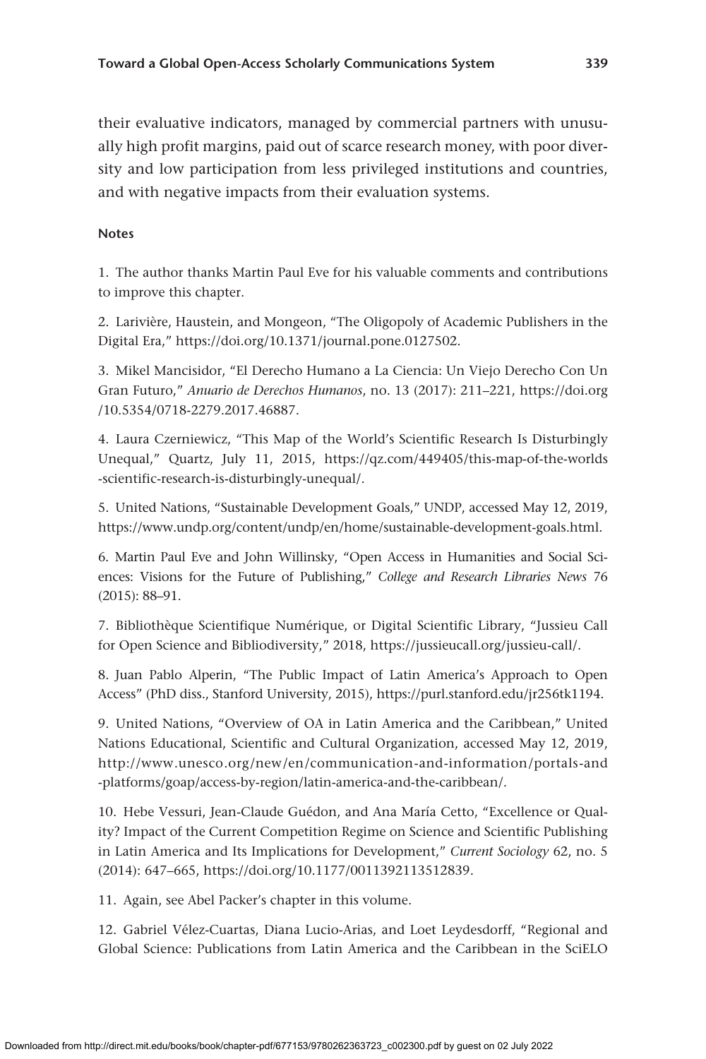their evaluative indicators, managed by commercial partners with unusually high profit margins, paid out of scarce research money, with poor diversity and low participation from less privileged institutions and countries, and with negative impacts from their evaluation systems.

### Notes

1. The author thanks Martin Paul Eve for his valuable comments and contributions to improve this chapter.

2. Larivière, Haustein, and Mongeon, "The Oligopoly of Academic Publishers in the Digital Era," https://doi.org/10.1371/journal.pone.0127502.

3. Mikel Mancisidor, "El Derecho Humano a La Ciencia: Un Viejo Derecho Con Un Gran Futuro," *Anuario de Derechos Humanos*, no. 13 (2017): 211–221, https://doi.org/10.5354/0718-2279.2017.46887.

4. Laura Czerniewicz, "This Map of the World's Scientific Research Is Disturbingly Unequal," Quartz, July 11, 2015, https://qz.com/449405/this-map-of-the-worlds-scientific-research-is-disturbingly-unequal/.

5. United Nations, "Sustainable Development Goals," UNDP, accessed May 12, 2019, https://www.undp.org/content/undp/en/home/sustainable-development-goals.html.

6. Martin Paul Eve and John Willinsky, "Open Access in Humanities and Social Sciences: Visions for the Future of Publishing," *College and Research Libraries News* 76 (2015): 88–91.

7. Bibliothèque Scientifique Numérique, or Digital Scientific Library, "Jussieu Call for Open Science and Bibliodiversity," 2018, https://jussieucall.org/jussieu-call/.

8. Juan Pablo Alperin, "The Public Impact of Latin America's Approach to Open Access" (PhD diss., Stanford University, 2015), https://purl.stanford.edu/jr256tk1194.

9. United Nations, "Overview of OA in Latin America and the Caribbean," United Nations Educational, Scientific and Cultural Organization, accessed May 12, 2019, http://www.unesco.org/new/en/communication-and-information/portals-and-platforms/goap/access-by-region/latin-america-and-the-caribbean/.

10. Hebe Vessuri, Jean-Claude Guédon, and Ana María Cetto, "Excellence or Quality? Impact of the Current Competition Regime on Science and Scientific Publishing in Latin America and Its Implications for Development," *Current Sociology* 62, no. 5 (2014): 647–665, https://doi.org/10.1177/0011392113512839.

11. Again, see Abel Packer's chapter in this volume.

12. Gabriel Vélez-Cuartas, Diana Lucio-Arias, and Loet Leydesdorff, "Regional and Global Science: Publications from Latin America and the Caribbean in the SciELO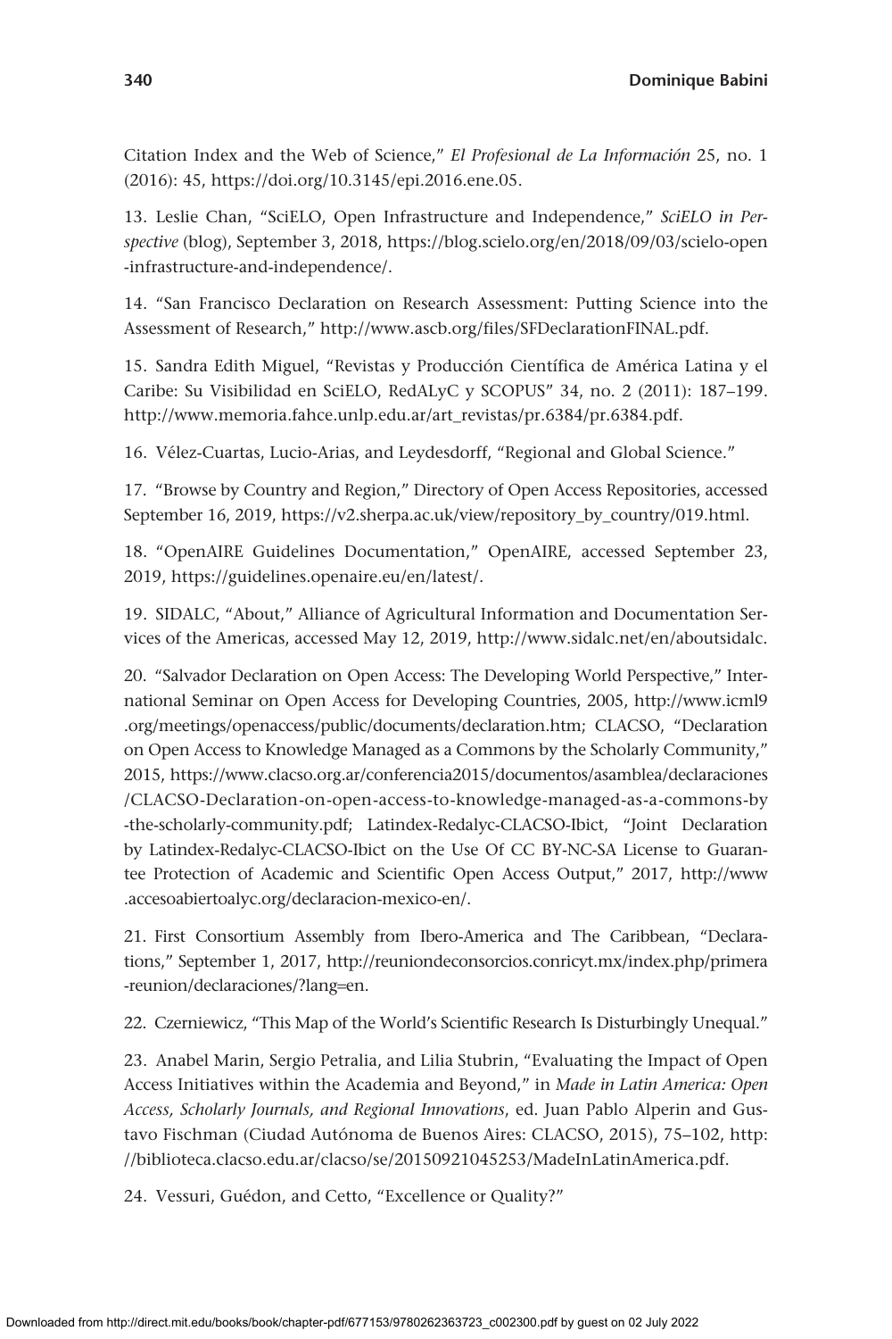Citation Index and the Web of Science," *El Profesional de La Información* 25, no. 1 (2016): 45, https://doi.org/10.3145/epi.2016.ene.05.

13. Leslie Chan, "SciELO, Open Infrastructure and Independence," *SciELO in Perspective* (blog), September 3, 2018, https://blog.scielo.org/en/2018/09/03/scielo-open-infrastructure-and-independence/.

14. "San Francisco Declaration on Research Assessment: Putting Science into the Assessment of Research," http://www.ascb.org/files/SFDeclarationFINAL.pdf.

15. Sandra Edith Miguel, "Revistas y Producción Científica de América Latina y el Caribe: Su Visibilidad en SciELO, RedALyC y SCOPUS" 34, no. 2 (2011): 187–199. http://www.memoria.fahce.unlp.edu.ar/art_revistas/pr.6384/pr.6384.pdf.

16. Vélez-Cuartas, Lucio-Arias, and Leydesdorff, "Regional and Global Science."

17. "Browse by Country and Region," Directory of Open Access Repositories, accessed September 16, 2019, https://v2.sherpa.ac.uk/view/repository_by_country/019.html.

18. "OpenAIRE Guidelines Documentation," OpenAIRE, accessed September 23, 2019, https://guidelines.openaire.eu/en/latest/.

19. SIDALC, "About," Alliance of Agricultural Information and Documentation Services of the Americas, accessed May 12, 2019, http://www.sidalc.net/en/aboutsidalc.

20. "Salvador Declaration on Open Access: The Developing World Perspective," International Seminar on Open Access for Developing Countries, 2005, http://www.icml9.org/meetings/openaccess/public/documents/declaration.htm; CLACSO, "Declaration on Open Access to Knowledge Managed as a Commons by the Scholarly Community," 2015, https://www.clacso.org.ar/conferencia2015/documentos/asamblea/declaraciones/CLACSO-Declaration-on-open-access-to-knowledge-managed-as-a-commons-by-the-scholarly-community.pdf; Latindex-Redalyc-CLACSO-Ibict, "Joint Declaration by Latindex-Redalyc-CLACSO-Ibict on the Use Of CC BY-NC-SA License to Guarantee Protection of Academic and Scientific Open Access Output," 2017, http://www.accesoabiertoalyc.org/declaracion-mexico-en/.

21. First Consortium Assembly from Ibero-America and The Caribbean, "Declarations," September 1, 2017, http://reuniondeconsorcios.conricyt.mx/index.php/primera-reunion/declaraciones/?lang=en.

22. Czerniewicz, "This Map of the World's Scientific Research Is Disturbingly Unequal."

23. Anabel Marin, Sergio Petralia, and Lilia Stubrin, "Evaluating the Impact of Open Access Initiatives within the Academia and Beyond," in *Made in Latin America: Open Access, Scholarly Journals, and Regional Innovations*, ed. Juan Pablo Alperin and Gustavo Fischman (Ciudad Autónoma de Buenos Aires: CLACSO, 2015), 75–102, http://biblioteca.clacso.edu.ar/clacso/se/20150921045253/MadeInLatinAmerica.pdf.

24. Vessuri, Guédon, and Cetto, "Excellence or Quality?"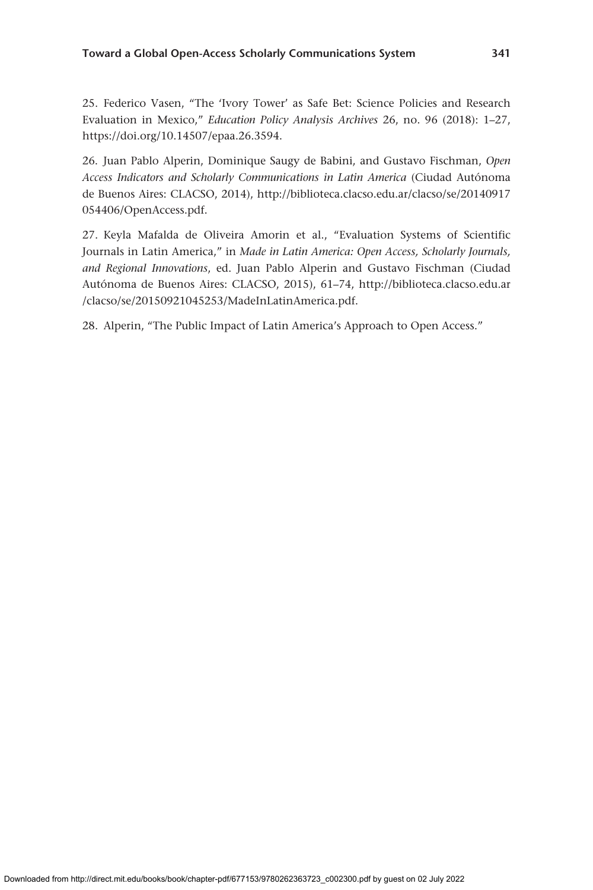25. Federico Vasen, “The ‘Ivory Tower’ as Safe Bet: Science Policies and Research Evaluation in Mexico,” *Education Policy Analysis Archives* 26, no. 96 (2018): 1–27, https://doi.org/10.14507/epaa.26.3594.

26. Juan Pablo Alperin, Dominique Saugy de Babini, and Gustavo Fischman, *Open Access Indicators and Scholarly Communications in Latin America* (Ciudad Autónoma de Buenos Aires: CLACSO, 2014), http://biblioteca.clacso.edu.ar/clacso/se/20140917054406/OpenAccess.pdf.

27. Keyla Mafalda de Oliveira Amorin et al., “Evaluation Systems of Scientific Journals in Latin America,” in *Made in Latin America: Open Access, Scholarly Journals, and Regional Innovations*, ed. Juan Pablo Alperin and Gustavo Fischman (Ciudad Autónoma de Buenos Aires: CLACSO, 2015), 61–74, http://biblioteca.clacso.edu.ar/clacso/se/20150921045253/MadeInLatinAmerica.pdf.

28. Alperin, “The Public Impact of Latin America’s Approach to Open Access.”